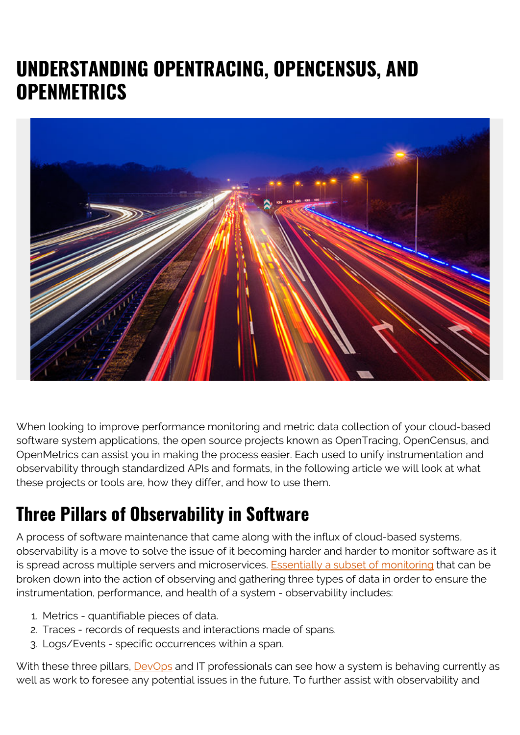# UNDERSTANDING OPENTRACING, OPENCENSUS, AND OPENMETRICS

When looking to improve performance monitoring and metric data collection of your cloud-based software system applications, the open source projects known as OpenTracing, OpenCensus, and OpenMetrics can assist you in making the process easier. Each used to unify instrumentation and observability through standardized APIs and formats, in the following article we will look at what these projects or tools are, how they differ, and how to use them.

## Three Pillars of Observability in Software

A process of software maintenance that came along with the influx of cloud-based systems, observability is a move to solve the issue of it becoming harder and harder to monitor software as it is spread across multiple servers and microservices. Essentially a subset of monitoring that can be broken down into the action of observing and gathering three types of data in order to ensure the instrumentation, performance, and health of a system - observability includes:

1. Metrics - quantifiable pieces of data.
2. Traces - records of requests and interactions made of spans.
3. Logs/Events - specific occurrences within a span.

With these three pillars, DevOps and IT professionals can see how a system is behaving currently as well as work to foresee any potential issues in the future. To further assist with observability and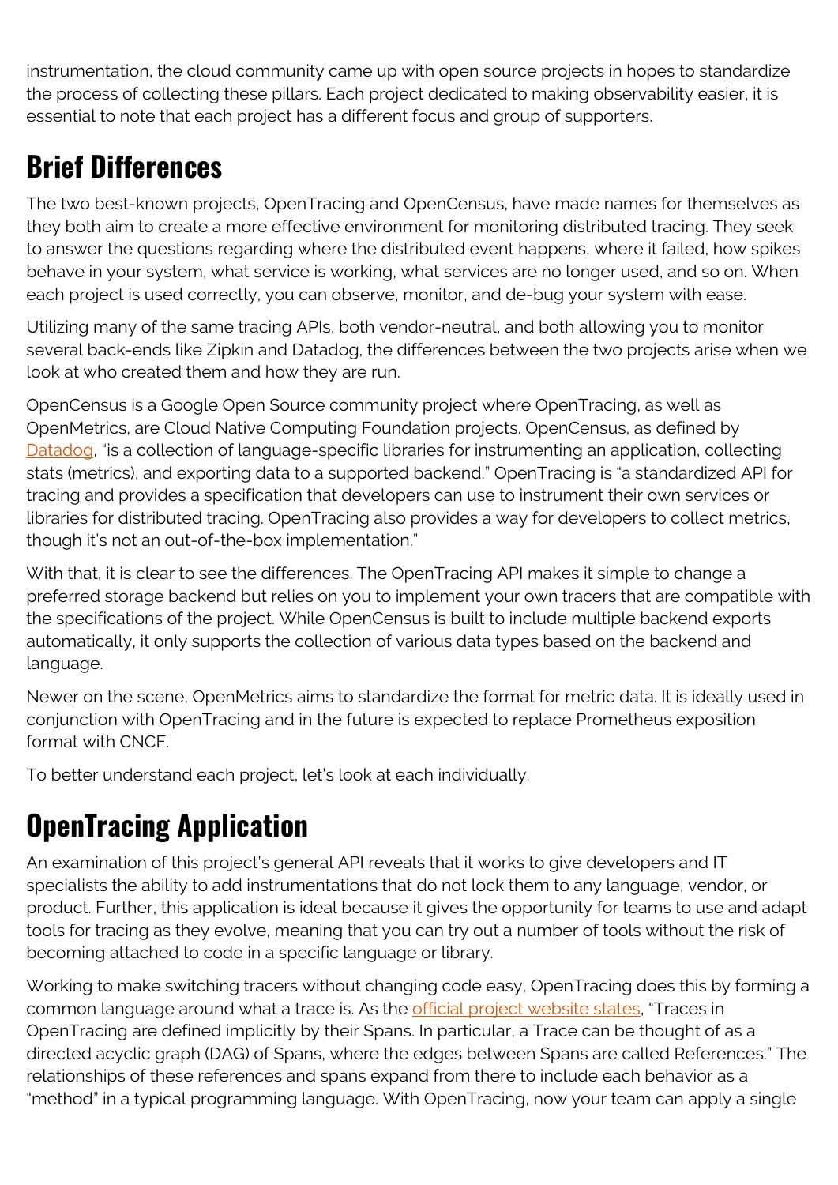instrumentation, the cloud community came up with open source projects in hopes to standardize the process of collecting these pillars. Each project dedicated to making observability easier, it is essential to note that each project has a different focus and group of supporters.

## Brief Differences

The two best-known projects, OpenTracing and OpenCensus, have made names for themselves as they both aim to create a more effective environment for monitoring distributed tracing. They seek to answer the questions regarding where the distributed event happens, where it failed, how spikes behave in your system, what service is working, what services are no longer used, and so on. When each project is used correctly, you can observe, monitor, and de-bug your system with ease.

Utilizing many of the same tracing APIs, both vendor-neutral, and both allowing you to monitor several back-ends like Zipkin and Datadog, the differences between the two projects arise when we look at who created them and how they are run.

OpenCensus is a Google Open Source community project where OpenTracing, as well as OpenMetrics, are Cloud Native Computing Foundation projects. OpenCensus, as defined by Datadog, "is a collection of language-specific libraries for instrumenting an application, collecting stats (metrics), and exporting data to a supported backend." OpenTracing is "a standardized API for tracing and provides a specification that developers can use to instrument their own services or libraries for distributed tracing. OpenTracing also provides a way for developers to collect metrics, though it's not an out-of-the-box implementation."

With that, it is clear to see the differences. The OpenTracing API makes it simple to change a preferred storage backend but relies on you to implement your own tracers that are compatible with the specifications of the project. While OpenCensus is built to include multiple backend exports automatically, it only supports the collection of various data types based on the backend and language.

Newer on the scene, OpenMetrics aims to standardize the format for metric data. It is ideally used in conjunction with OpenTracing and in the future is expected to replace Prometheus exposition format with CNCF.

To better understand each project, let's look at each individually.

## OpenTracing Application

An examination of this project's general API reveals that it works to give developers and IT specialists the ability to add instrumentations that do not lock them to any language, vendor, or product. Further, this application is ideal because it gives the opportunity for teams to use and adapt tools for tracing as they evolve, meaning that you can try out a number of tools without the risk of becoming attached to code in a specific language or library.

Working to make switching tracers without changing code easy, OpenTracing does this by forming a common language around what a trace is. As the official project website states, "Traces in OpenTracing are defined implicitly by their Spans. In particular, a Trace can be thought of as a directed acyclic graph (DAG) of Spans, where the edges between Spans are called References." The relationships of these references and spans expand from there to include each behavior as a "method" in a typical programming language. With OpenTracing, now your team can apply a single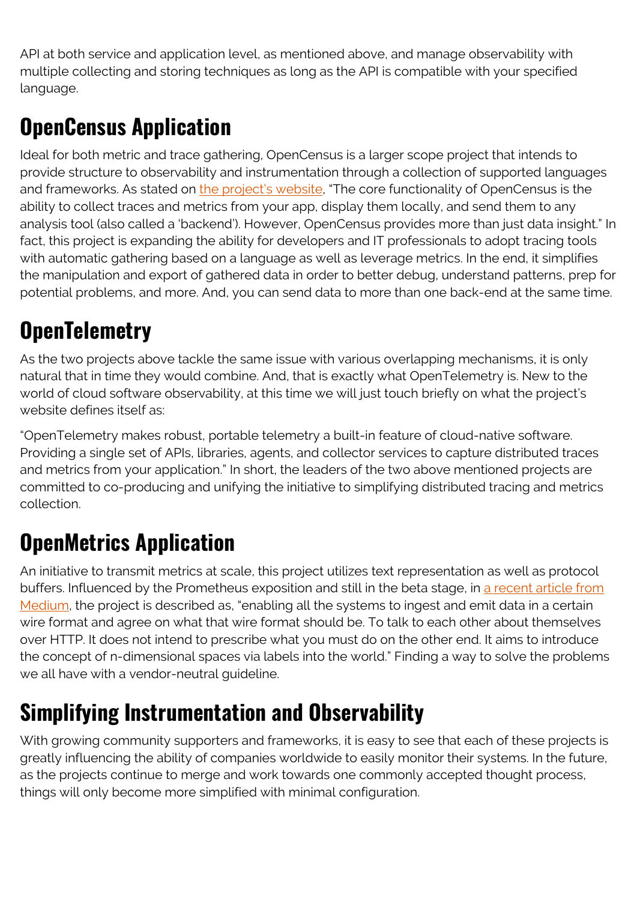API at both service and application level, as mentioned above, and manage observability with multiple collecting and storing techniques as long as the API is compatible with your specified language.

## OpenCensus Application

Ideal for both metric and trace gathering, OpenCensus is a larger scope project that intends to provide structure to observability and instrumentation through a collection of supported languages and frameworks. As stated on [the project's website](), "The core functionality of OpenCensus is the ability to collect traces and metrics from your app, display them locally, and send them to any analysis tool (also called a 'backend'). However, OpenCensus provides more than just data insight." In fact, this project is expanding the ability for developers and IT professionals to adopt tracing tools with automatic gathering based on a language as well as leverage metrics. In the end, it simplifies the manipulation and export of gathered data in order to better debug, understand patterns, prep for potential problems, and more. And, you can send data to more than one back-end at the same time.

## OpenTelemetry

As the two projects above tackle the same issue with various overlapping mechanisms, it is only natural that in time they would combine. And, that is exactly what OpenTelemetry is. New to the world of cloud software observability, at this time we will just touch briefly on what the project's website defines itself as:

"OpenTelemetry makes robust, portable telemetry a built-in feature of cloud-native software. Providing a single set of APIs, libraries, agents, and collector services to capture distributed traces and metrics from your application." In short, the leaders of the two above mentioned projects are committed to co-producing and unifying the initiative to simplifying distributed tracing and metrics collection.

## OpenMetrics Application

An initiative to transmit metrics at scale, this project utilizes text representation as well as protocol buffers. Influenced by the Prometheus exposition and still in the beta stage, in [a recent article from Medium](), the project is described as, "enabling all the systems to ingest and emit data in a certain wire format and agree on what that wire format should be. To talk to each other about themselves over HTTP. It does not intend to prescribe what you must do on the other end. It aims to introduce the concept of n-dimensional spaces via labels into the world." Finding a way to solve the problems we all have with a vendor-neutral guideline.

## Simplifying Instrumentation and Observability

With growing community supporters and frameworks, it is easy to see that each of these projects is greatly influencing the ability of companies worldwide to easily monitor their systems. In the future, as the projects continue to merge and work towards one commonly accepted thought process, things will only become more simplified with minimal configuration.